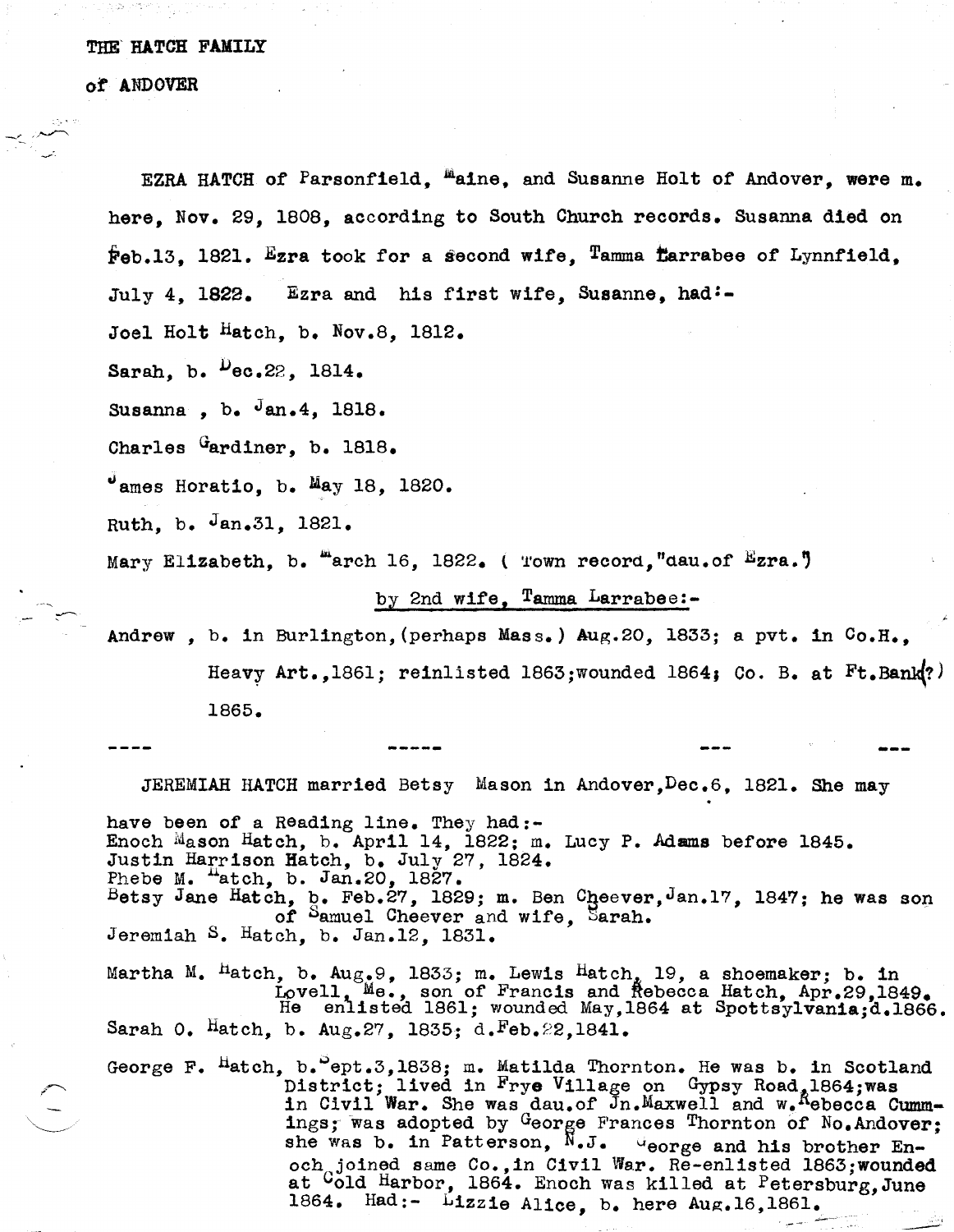# THE HATCH FAMILY

## of ANDOVER

EZRA HATCH of Parsonfield, Maine, and Susanne Holt of Andover, were m. here, Nov. 29, 1808, according to South Church records. Susanna died on Feb.13, 1821. Ezra took for a second wife, Tamma Larrabee of Lynnfield, July 4, 1822. Ezra and his first wife, Susanne, had:-

Joel Holt Hatch, b. Nov.8, 1812.

Sarah, b. Dec.22, 1814.

Susanna , b. Jan.4, 1818.

Charles Gardiner, b. 1818.

James Horatio, b. May 18, 1820.

Ruth, b. Jan.31, 1821.

Mary Elizabeth, b. March 16, 1822. ( Town record,"dau.of Ezra.")

by 2nd wife, Tamma Larrabee:-

Andrew , b. in Burlington,(perhaps Mass.) Aug.20, 1833; a pvt. in Co.H., Heavy Art.,1861; reinlisted 1863;wounded 1864; Co. B. at Ft.Bank(?) 1865.

---- ----- --- ---

JEREMIAH HATCH married Betsy Mason in Andover,Dec.6, 1821. She may have been of a Reading line. They had:-

Enoch Mason Hatch, b. April 14, 1822; m. Lucy P. Adams before 1845.
Justin Harrison Hatch, b. July 27, 1824.
Phebe M. Hatch, b. Jan.20, 1827.
Betsy Jane Hatch, b. Feb.27, 1829; m. Ben Cheever,Jan.17, 1847; he was son of Samuel Cheever and wife, Sarah.
Jeremiah S. Hatch, b. Jan.12, 1831.

Martha M. Hatch, b. Aug.9, 1833; m. Lewis Hatch, 19, a shoemaker; b. in Lovell, Me., son of Francis and Rebecca Hatch, Apr.29,1849. He enlisted 1861; wounded May,1864 at Spottsylvania;d.1866.
Sarah O. Hatch, b. Aug.27, 1835; d.Feb.22,1841.

George F. Hatch, b.Sept.3,1838; m. Matilda Thornton. He was b. in Scotland District; lived in Frye Village on Gypsy Road,1864;was in Civil War. She was dau.of Jn.Maxwell and w.Rebecca Cummings; was adopted by George Frances Thornton of No.Andover; she was b. in Patterson, N.J. George and his brother Enoch joined same Co.,in Civil War. Re-enlisted 1863;wounded at Cold Harbor, 1864. Enoch was killed at Petersburg,June 1864. Had:- Lizzie Alice, b. here Aug.16,1861.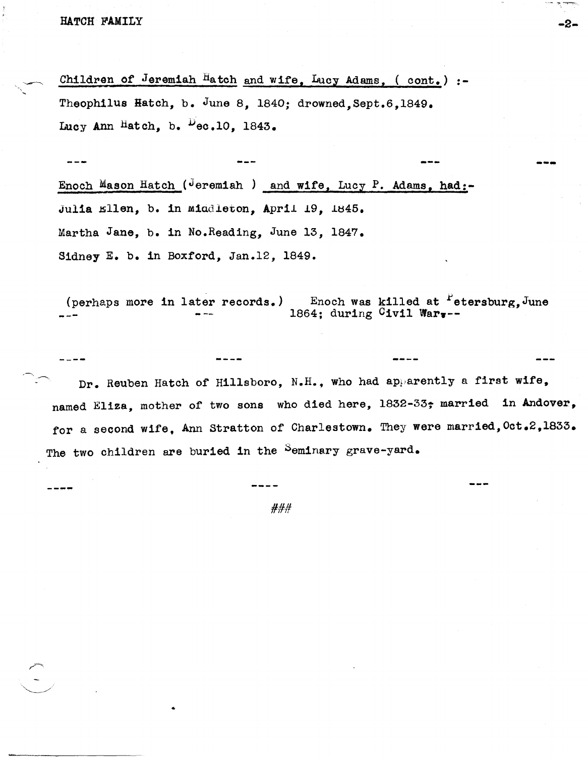Children of Jeremiah Hatch and wife, Lucy Adams, ( cont.) :-

Theophilus Hatch, b. June 8, 1840; drowned, Sept.6,1849.

Lucy Ann Hatch, b. Dec.10, 1843.

--- --- --- ---

Enoch Mason Hatch (Jeremiah ) and wife, Lucy P. Adams, had:-

Julia Ellen, b. in Middleton, April 19, 1845.

Martha Jane, b. in No.Reading, June 13, 1847.

Sidney E. b. in Boxford, Jan.12, 1849.

(perhaps more in later records.) Enoch was killed at Petersburg, June 1864; during Civil War.--

---- ---- ---- ---

Dr. Reuben Hatch of Hillsboro, N.H., who had apparently a first wife, named Eliza, mother of two sons who died here, 1832-33; married in Andover, for a second wife, Ann Stratton of Charlestown. They were married, Oct.2,1833. The two children are buried in the Seminary grave-yard.

---- ---- ---

###